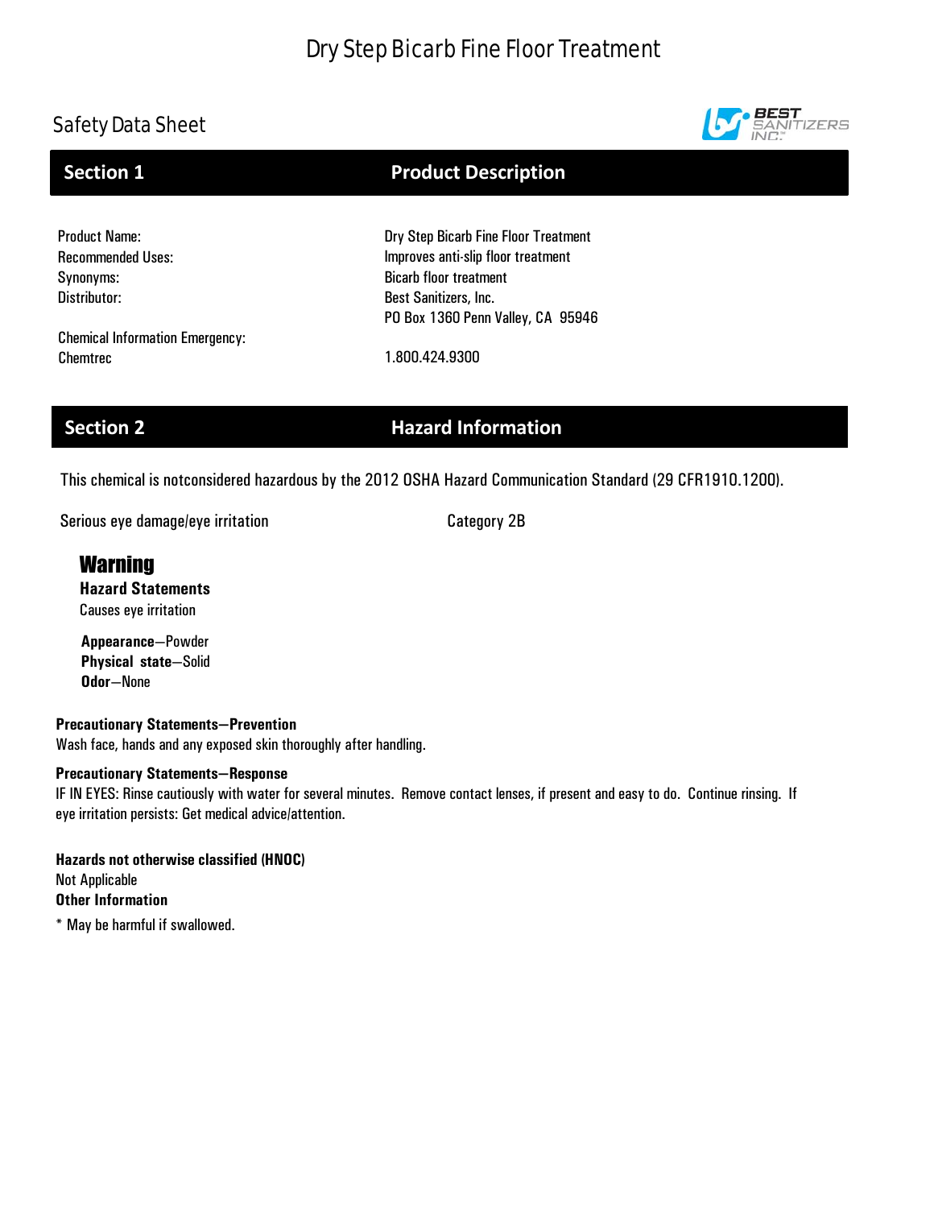# Dry Step Bicarb Fine Floor Treatment

## Safety Data Sheet

## Section 1 Product Description

| | |
|---|---|
| Product Name: | Dry Step Bicarb Fine Floor Treatment |
| Recommended Uses: | Improves anti-slip floor treatment |
| Synonyms: | Bicarb floor treatment |
| Distributor: | Best Sanitizers, Inc. |
| | PO Box 1360 Penn Valley, CA 95946 |
| Chemical Information Emergency: Chemtrec | 1.800.424.9300 |

## Section 2 Hazard Information

This chemical is notconsidered hazardous by the 2012 OSHA Hazard Communication Standard (29 CFR1910.1200).

Serious eye damage/eye irritation — Category 2B

### Warning

**Hazard Statements**

Causes eye irritation

**Appearance**—Powder
**Physical state**—Solid
**Odor**—None

**Precautionary Statements—Prevention**

Wash face, hands and any exposed skin thoroughly after handling.

**Precautionary Statements—Response**

IF IN EYES: Rinse cautiously with water for several minutes. Remove contact lenses, if present and easy to do. Continue rinsing. If eye irritation persists: Get medical advice/attention.

**Hazards not otherwise classified (HNOC)**

Not Applicable

**Other Information**

* May be harmful if swallowed.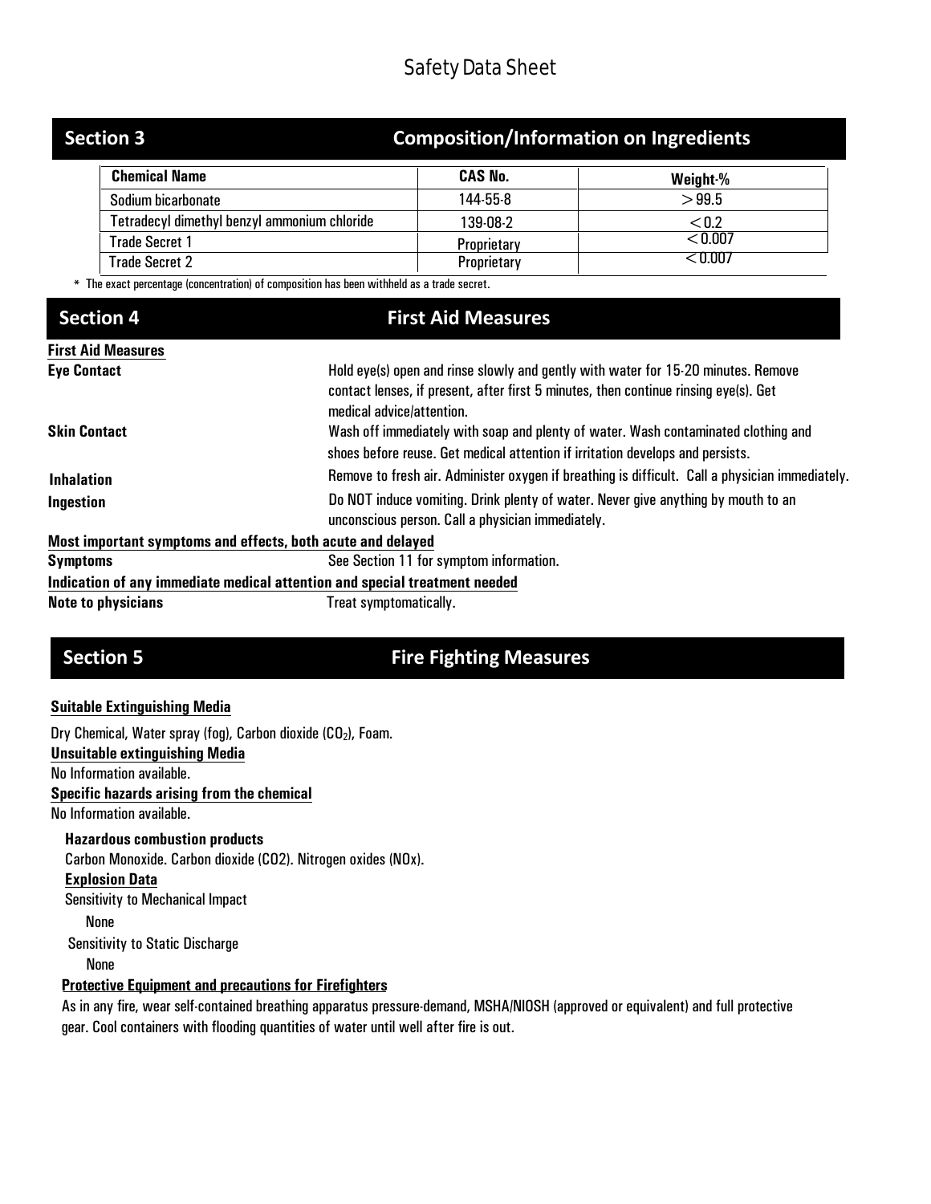# Safety Data Sheet

## Section 3 Composition/Information on Ingredients

| Chemical Name | CAS No. | Weight-% |
|---|---|---|
| Sodium bicarbonate | 144-55-8 | > 99.5 |
| Tetradecyl dimethyl benzyl ammonium chloride | 139-08-2 | < 0.2 |
| Trade Secret 1 | Proprietary | < 0.007 |
| Trade Secret 2 | Proprietary | < 0.007 |

\* The exact percentage (concentration) of composition has been withheld as a trade secret.

## Section 4 First Aid Measures

**First Aid Measures**

**Eye Contact** Hold eye(s) open and rinse slowly and gently with water for 15-20 minutes. Remove contact lenses, if present, after first 5 minutes, then continue rinsing eye(s). Get medical advice/attention.

**Skin Contact** Wash off immediately with soap and plenty of water. Wash contaminated clothing and shoes before reuse. Get medical attention if irritation develops and persists.

**Inhalation** Remove to fresh air. Administer oxygen if breathing is difficult. Call a physician immediately.

**Ingestion** Do NOT induce vomiting. Drink plenty of water. Never give anything by mouth to an unconscious person. Call a physician immediately.

**Most important symptoms and effects, both acute and delayed**

**Symptoms** See Section 11 for symptom information.

**Indication of any immediate medical attention and special treatment needed**

**Note to physicians** Treat symptomatically.

## Section 5 Fire Fighting Measures

**Suitable Extinguishing Media**

Dry Chemical, Water spray (fog), Carbon dioxide ($CO_2$), Foam.

**Unsuitable extinguishing Media**

No Information available.

**Specific hazards arising from the chemical**

No Information available.

**Hazardous combustion products**

Carbon Monoxide. Carbon dioxide (CO2). Nitrogen oxides (NOx).

**Explosion Data**

Sensitivity to Mechanical Impact

None

Sensitivity to Static Discharge

None

**Protective Equipment and precautions for Firefighters**

As in any fire, wear self-contained breathing apparatus pressure-demand, MSHA/NIOSH (approved or equivalent) and full protective gear. Cool containers with flooding quantities of water until well after fire is out.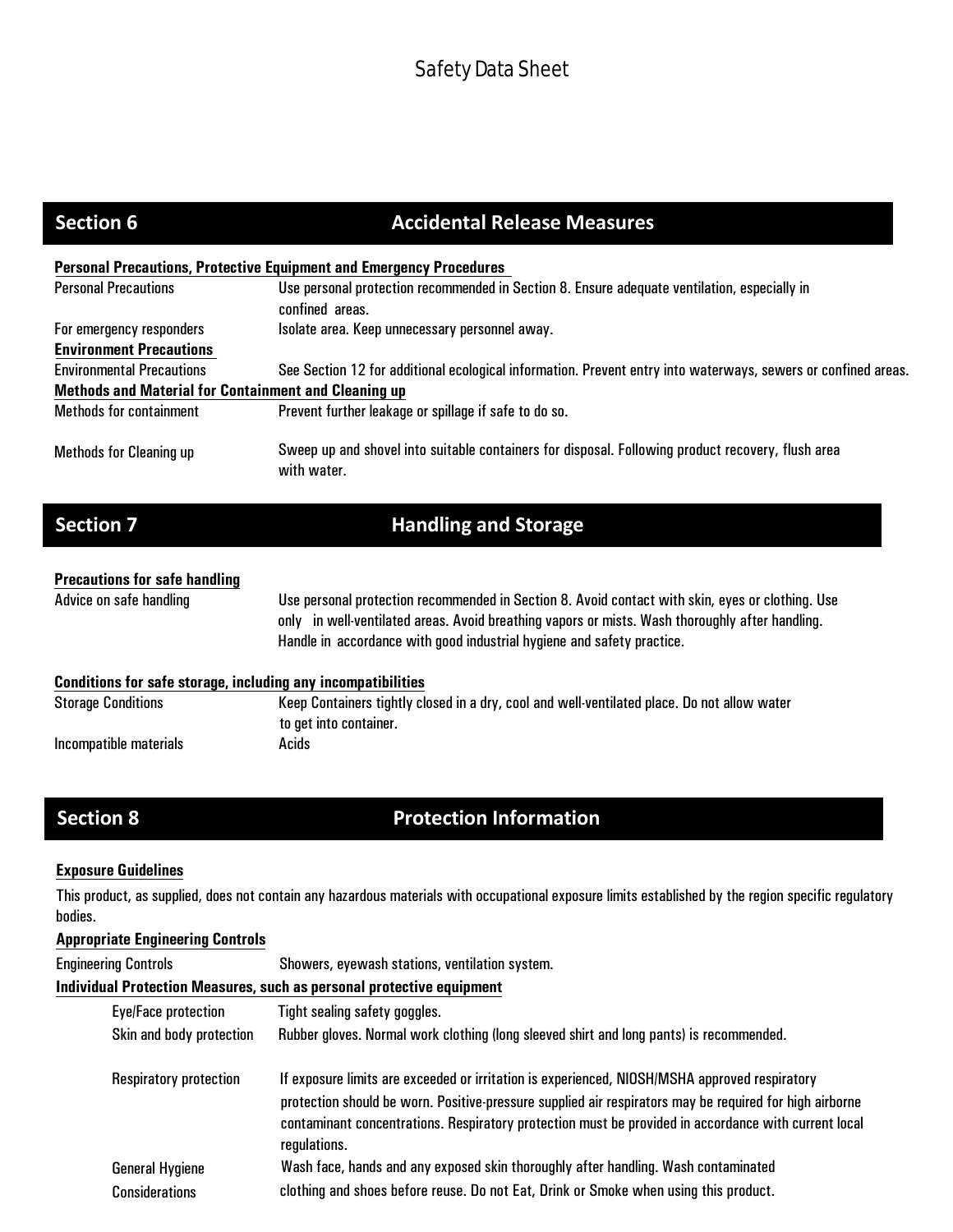# Section 6 Accidental Release Measures

**Personal Precautions, Protective Equipment and Emergency Procedures**

| | |
|---|---|
| Personal Precautions | Use personal protection recommended in Section 8. Ensure adequate ventilation, especially in confined areas. |
| For emergency responders | Isolate area. Keep unnecessary personnel away. |

**Environment Precautions**

| | |
|---|---|
| Environmental Precautions | See Section 12 for additional ecological information. Prevent entry into waterways, sewers or confined areas. |

**Methods and Material for Containment and Cleaning up**

| | |
|---|---|
| Methods for containment | Prevent further leakage or spillage if safe to do so. |
| Methods for Cleaning up | Sweep up and shovel into suitable containers for disposal. Following product recovery, flush area with water. |

# Section 7 Handling and Storage

**Precautions for safe handling**

| | |
|---|---|
| Advice on safe handling | Use personal protection recommended in Section 8. Avoid contact with skin, eyes or clothing. Use only in well-ventilated areas. Avoid breathing vapors or mists. Wash thoroughly after handling. Handle in accordance with good industrial hygiene and safety practice. |

**Conditions for safe storage, including any incompatibilities**

| | |
|---|---|
| Storage Conditions | Keep Containers tightly closed in a dry, cool and well-ventilated place. Do not allow water to get into container. |
| Incompatible materials | Acids |

# Section 8 Protection Information

**Exposure Guidelines**

This product, as supplied, does not contain any hazardous materials with occupational exposure limits established by the region specific regulatory bodies.

**Appropriate Engineering Controls**

| | |
|---|---|
| Engineering Controls | Showers, eyewash stations, ventilation system. |

**Individual Protection Measures, such as personal protective equipment**

| | |
|---|---|
| Eye/Face protection | Tight sealing safety goggles. |
| Skin and body protection | Rubber gloves. Normal work clothing (long sleeved shirt and long pants) is recommended. |
| Respiratory protection | If exposure limits are exceeded or irritation is experienced, NIOSH/MSHA approved respiratory protection should be worn. Positive-pressure supplied air respirators may be required for high airborne contaminant concentrations. Respiratory protection must be provided in accordance with current local regulations. |
| General Hygiene Considerations | Wash face, hands and any exposed skin thoroughly after handling. Wash contaminated clothing and shoes before reuse. Do not Eat, Drink or Smoke when using this product. |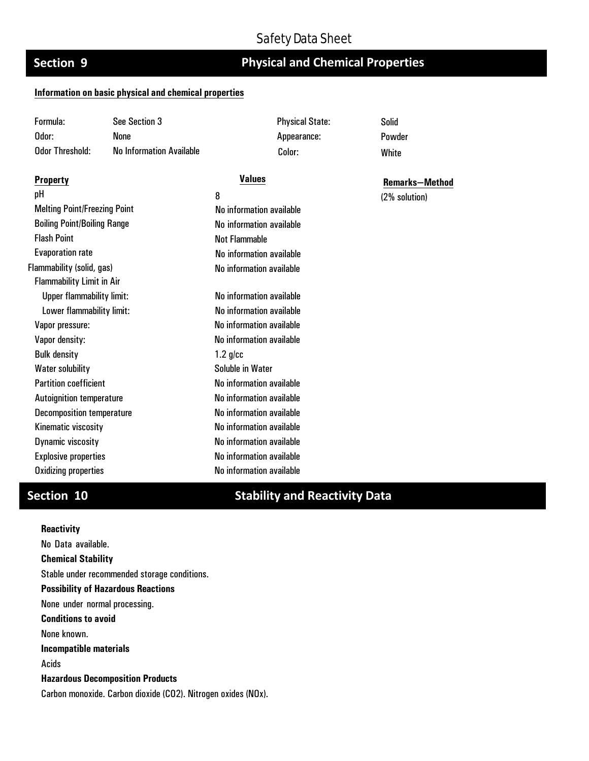Safety Data Sheet

## Section 9 Physical and Chemical Properties

**Information on basic physical and chemical properties**

| | | | |
|---|---|---|---|
| Formula: | See Section 3 | Physical State: | Solid |
| Odor: | None | Appearance: | Powder |
| Odor Threshold: | No Information Available | Color: | White |

| **Property** | **Values** | **Remarks—Method** |
|---|---|---|
| pH | 8 | (2% solution) |
| Melting Point/Freezing Point | No information available | |
| Boiling Point/Boiling Range | No information available | |
| Flash Point | Not Flammable | |
| Evaporation rate | No information available | |
| Flammability (solid, gas) | No information available | |
| Flammability Limit in Air | | |
| Upper flammability limit: | No information available | |
| Lower flammability limit: | No information available | |
| Vapor pressure: | No information available | |
| Vapor density: | No information available | |
| Bulk density | 1.2 g/cc | |
| Water solubility | Soluble in Water | |
| Partition coefficient | No information available | |
| Autoignition temperature | No information available | |
| Decomposition temperature | No information available | |
| Kinematic viscosity | No information available | |
| Dynamic viscosity | No information available | |
| Explosive properties | No information available | |
| Oxidizing properties | No information available | |

## Section 10 Stability and Reactivity Data

**Reactivity**

No Data available.

**Chemical Stability**

Stable under recommended storage conditions.

**Possibility of Hazardous Reactions**

None under normal processing.

**Conditions to avoid**

None known.

**Incompatible materials**

Acids

**Hazardous Decomposition Products**

Carbon monoxide. Carbon dioxide ($CO_2$). Nitrogen oxides ($NO_x$).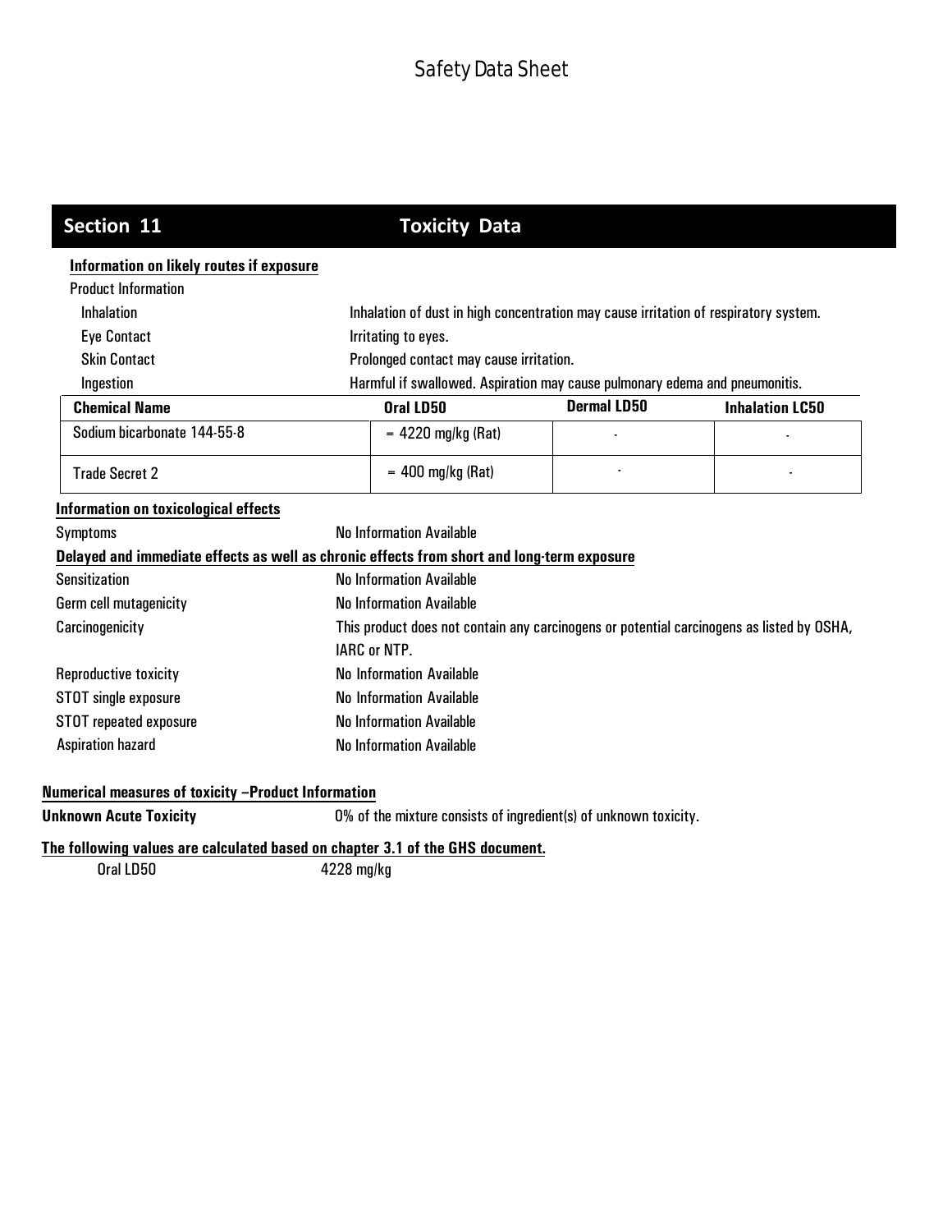# Safety Data Sheet

## Section 11 Toxicity Data

**Information on likely routes if exposure**

Product Information

| | |
|---|---|
| Inhalation | Inhalation of dust in high concentration may cause irritation of respiratory system. |
| Eye Contact | Irritating to eyes. |
| Skin Contact | Prolonged contact may cause irritation. |
| Ingestion | Harmful if swallowed. Aspiration may cause pulmonary edema and pneumonitis. |

| Chemical Name | Oral LD50 | Dermal LD50 | Inhalation LC50 |
|---|---|---|---|
| Sodium bicarbonate 144-55-8 | = 4220 mg/kg (Rat) | - | - |
| Trade Secret 2 | = 400 mg/kg (Rat) | - | - |

**Information on toxicological effects**

Symptoms: No Information Available

**Delayed and immediate effects as well as chronic effects from short and long-term exposure**

| | |
|---|---|
| Sensitization | No Information Available |
| Germ cell mutagenicity | No Information Available |
| Carcinogenicity | This product does not contain any carcinogens or potential carcinogens as listed by OSHA, IARC or NTP. |
| Reproductive toxicity | No Information Available |
| STOT single exposure | No Information Available |
| STOT repeated exposure | No Information Available |
| Aspiration hazard | No Information Available |

**Numerical measures of toxicity –Product Information**

**Unknown Acute Toxicity** 0% of the mixture consists of ingredient(s) of unknown toxicity.

**The following values are calculated based on chapter 3.1 of the GHS document.**

Oral LD50 4228 mg/kg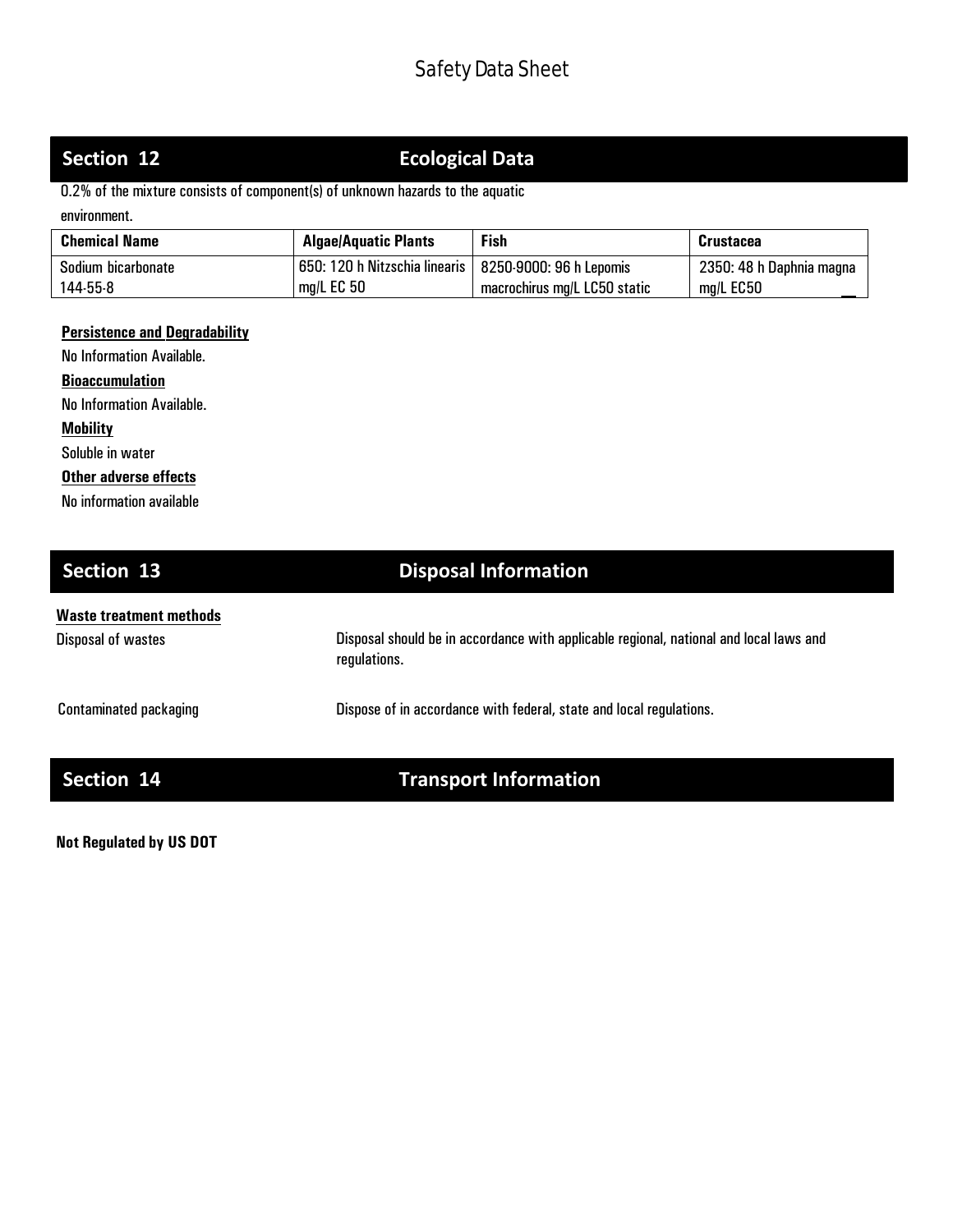## Section 12 Ecological Data

0.2% of the mixture consists of component(s) of unknown hazards to the aquatic environment.

| Chemical Name | Algae/Aquatic Plants | Fish | Crustacea |
| --- | --- | --- | --- |
| Sodium bicarbonate<br>144-55-8 | 650: 120 h Nitzschia linearis mg/L EC 50 | 8250-9000: 96 h Lepomis macrochirus mg/L LC50 static | 2350: 48 h Daphnia magna mg/L EC50 |

**Persistence and Degradability**

No Information Available.

**Bioaccumulation**

No Information Available.

**Mobility**

Soluble in water

**Other adverse effects**

No information available

## Section 13 Disposal Information

**Waste treatment methods**

Disposal of wastes — Disposal should be in accordance with applicable regional, national and local laws and regulations.

Contaminated packaging — Dispose of in accordance with federal, state and local regulations.

## Section 14 Transport Information

**Not Regulated by US DOT**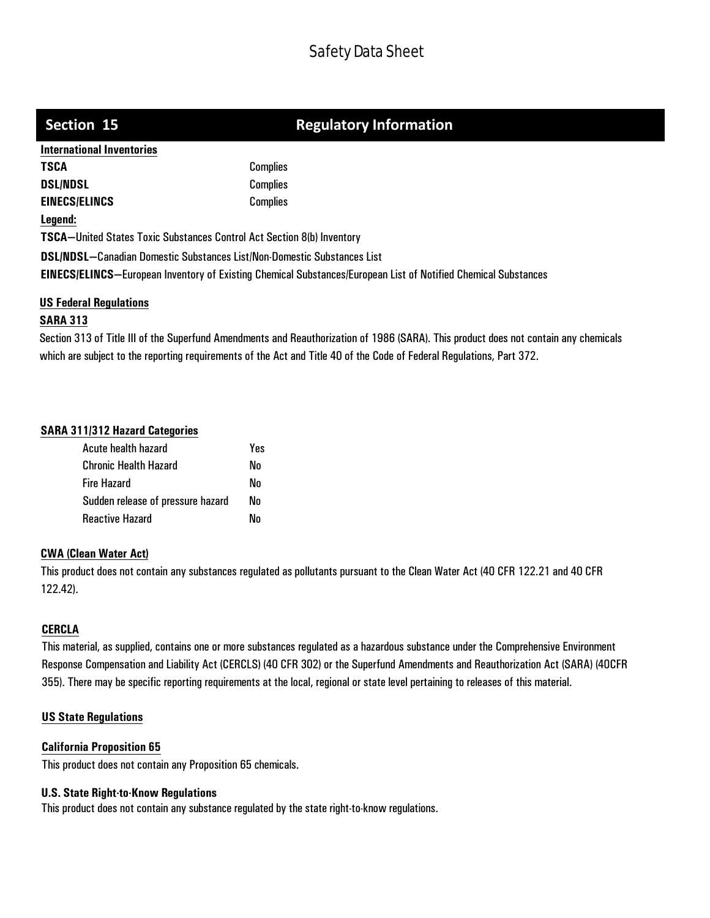## Section 15 Regulatory Information

**International Inventories**

| | |
|---|---|
| **TSCA** | Complies |
| **DSL/NDSL** | Complies |
| **EINECS/ELINCS** | Complies |

**Legend:**

**TSCA**—United States Toxic Substances Control Act Section 8(b) Inventory

**DSL/NDSL**—Canadian Domestic Substances List/Non-Domestic Substances List

**EINECS/ELINCS**—European Inventory of Existing Chemical Substances/European List of Notified Chemical Substances

**US Federal Regulations**

**SARA 313**

Section 313 of Title III of the Superfund Amendments and Reauthorization of 1986 (SARA). This product does not contain any chemicals which are subject to the reporting requirements of the Act and Title 40 of the Code of Federal Regulations, Part 372.

**SARA 311/312 Hazard Categories**

| | |
|---|---|
| Acute health hazard | Yes |
| Chronic Health Hazard | No |
| Fire Hazard | No |
| Sudden release of pressure hazard | No |
| Reactive Hazard | No |

**CWA (Clean Water Act)**

This product does not contain any substances regulated as pollutants pursuant to the Clean Water Act (40 CFR 122.21 and 40 CFR 122.42).

**CERCLA**

This material, as supplied, contains one or more substances regulated as a hazardous substance under the Comprehensive Environment Response Compensation and Liability Act (CERCLS) (40 CFR 302) or the Superfund Amendments and Reauthorization Act (SARA) (40CFR 355). There may be specific reporting requirements at the local, regional or state level pertaining to releases of this material.

**US State Regulations**

**California Proposition 65**

This product does not contain any Proposition 65 chemicals.

**U.S. State Right-to-Know Regulations**

This product does not contain any substance regulated by the state right-to-know regulations.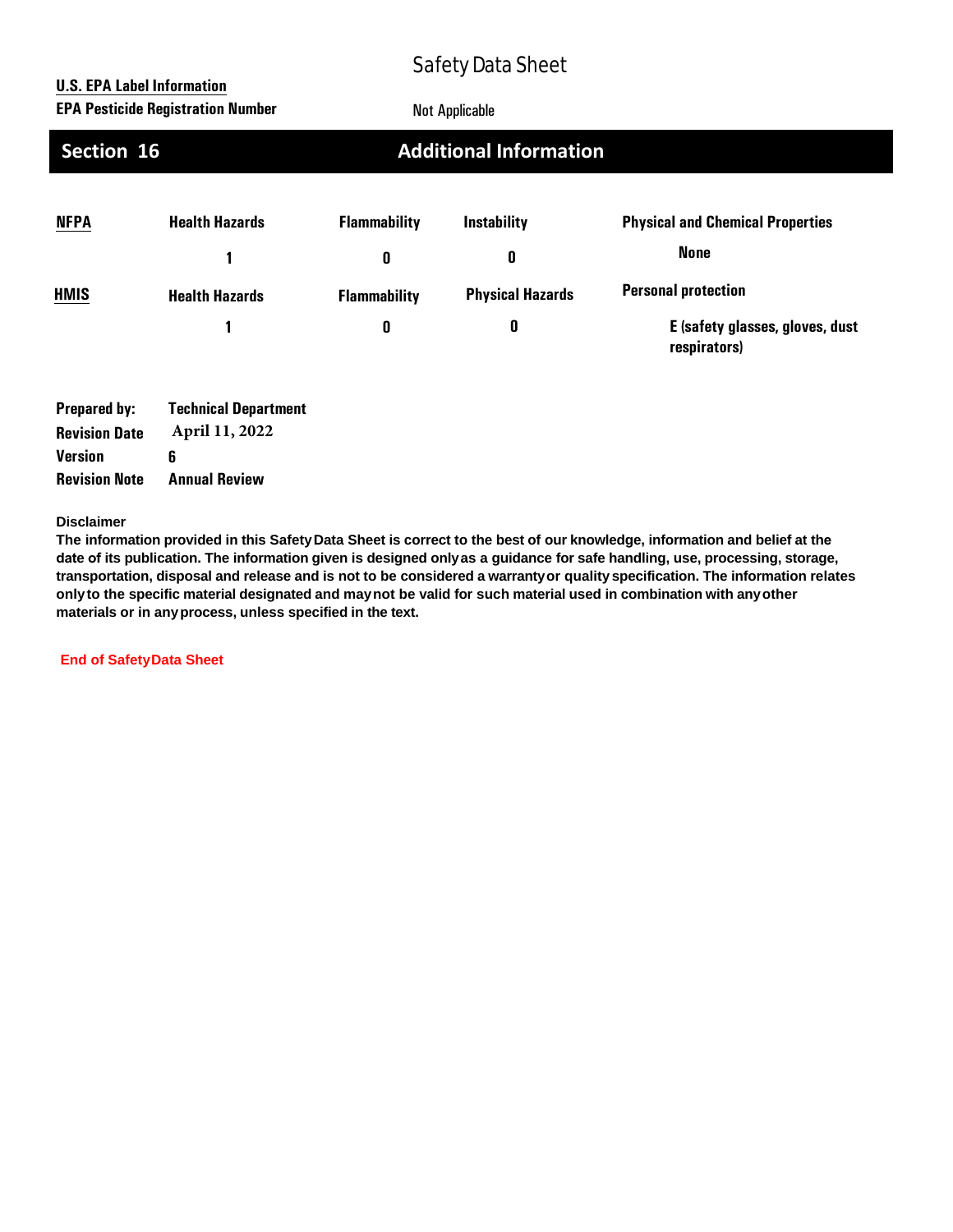Safety Data Sheet

**U.S. EPA Label Information**

**EPA Pesticide Registration Number** Not Applicable

## Section 16 Additional Information

| | | | | |
|---|---|---|---|---|
| **NFPA** | **Health Hazards** | **Flammability** | **Instability** | **Physical and Chemical Properties** |
| | **1** | **0** | **0** | **None** |
| **HMIS** | **Health Hazards** | **Flammability** | **Physical Hazards** | **Personal protection** |
| | **1** | **0** | **0** | **E (safety glasses, gloves, dust respirators)** |

| | |
|---|---|
| **Prepared by:** | **Technical Department** |
| **Revision Date** | **April 11, 2022** |
| **Version** | **6** |
| **Revision Note** | **Annual Review** |

**Disclaimer**

**The information provided in this Safety Data Sheet is correct to the best of our knowledge, information and belief at the date of its publication. The information given is designed only as a guidance for safe handling, use, processing, storage, transportation, disposal and release and is not to be considered a warranty or quality specification. The information relates only to the specific material designated and may not be valid for such material used in combination with any other materials or in any process, unless specified in the text.**

**End of Safety Data Sheet**